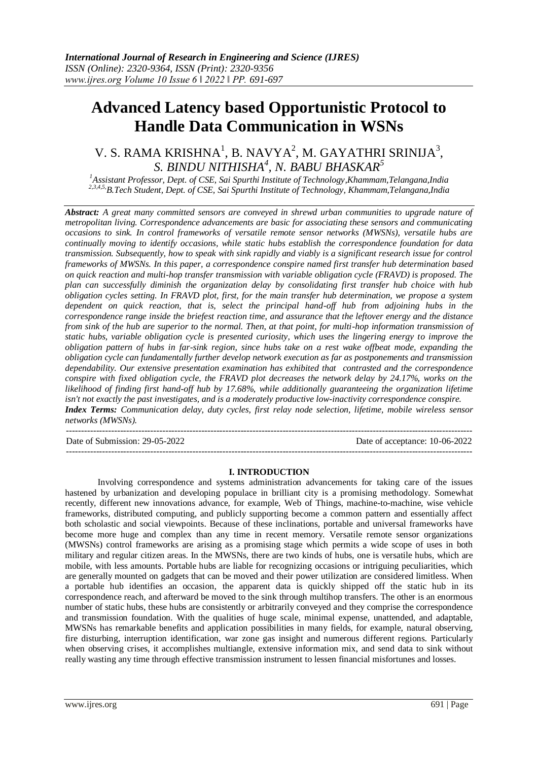# Advanced Latency based Opportunistic Protocol to Handle Data Communication in WSNs

V. S. RAMA KRISHNA[1], B. NAVYA[2], M. GAYATHRI SRINIJA[3], *S. BINDU NITHISHA[4], N. BABU BHASKAR[5]*

*[1]Assistant Professor, Dept. of CSE, Sai Spurthi Institute of Technology,Khammam,Telangana,India*
*[2,3,4,5,]B.Tech Student, Dept. of CSE, Sai Spurthi Institute of Technology, Khammam,Telangana,India*

***Abstract:*** *A great many committed sensors are conveyed in shrewd urban communities to upgrade nature of metropolitan living. Correspondence advancements are basic for associating these sensors and communicating occasions to sink. In control frameworks of versatile remote sensor networks (MWSNs), versatile hubs are continually moving to identify occasions, while static hubs establish the correspondence foundation for data transmission. Subsequently, how to speak with sink rapidly and viably is a significant research issue for control frameworks of MWSNs. In this paper, a correspondence conspire named first transfer hub determination based on quick reaction and multi-hop transfer transmission with variable obligation cycle (FRAVD) is proposed. The plan can successfully diminish the organization delay by consolidating first transfer hub choice with hub obligation cycles setting. In FRAVD plot, first, for the main transfer hub determination, we propose a system dependent on quick reaction, that is, select the principal hand-off hub from adjoining hubs in the correspondence range inside the briefest reaction time, and assurance that the leftover energy and the distance from sink of the hub are superior to the normal. Then, at that point, for multi-hop information transmission of static hubs, variable obligation cycle is presented curiosity, which uses the lingering energy to improve the obligation pattern of hubs in far-sink region, since hubs take on a rest wake offbeat mode, expanding the obligation cycle can fundamentally further develop network execution as far as postponements and transmission dependability. Our extensive presentation examination has exhibited that contrasted and the correspondence conspire with fixed obligation cycle, the FRAVD plot decreases the network delay by 24.17%, works on the likelihood of finding first hand-off hub by 17.68%, while additionally guaranteeing the organization lifetime isn't not exactly the past investigates, and is a moderately productive low-inactivity correspondence conspire.*

***Index Terms:*** *Communication delay, duty cycles, first relay node selection, lifetime, mobile wireless sensor networks (MWSNs).*

---

Date of Submission: 29-05-2022 Date of acceptance: 10-06-2022

---

## I. INTRODUCTION

Involving correspondence and systems administration advancements for taking care of the issues hastened by urbanization and developing populace in brilliant city is a promising methodology. Somewhat recently, different new innovations advance, for example, Web of Things, machine-to-machine, wise vehicle frameworks, distributed computing, and publicly supporting become a common pattern and essentially affect both scholastic and social viewpoints. Because of these inclinations, portable and universal frameworks have become more huge and complex than any time in recent memory. Versatile remote sensor organizations (MWSNs) control frameworks are arising as a promising stage which permits a wide scope of uses in both military and regular citizen areas. In the MWSNs, there are two kinds of hubs, one is versatile hubs, which are mobile, with less amounts. Portable hubs are liable for recognizing occasions or intriguing peculiarities, which are generally mounted on gadgets that can be moved and their power utilization are considered limitless. When a portable hub identifies an occasion, the apparent data is quickly shipped off the static hub in its correspondence reach, and afterward be moved to the sink through multihop transfers. The other is an enormous number of static hubs, these hubs are consistently or arbitrarily conveyed and they comprise the correspondence and transmission foundation. With the qualities of huge scale, minimal expense, unattended, and adaptable, MWSNs has remarkable benefits and application possibilities in many fields, for example, natural observing, fire disturbing, interruption identification, war zone gas insight and numerous different regions. Particularly when observing crises, it accomplishes multiangle, extensive information mix, and send data to sink without really wasting any time through effective transmission instrument to lessen financial misfortunes and losses.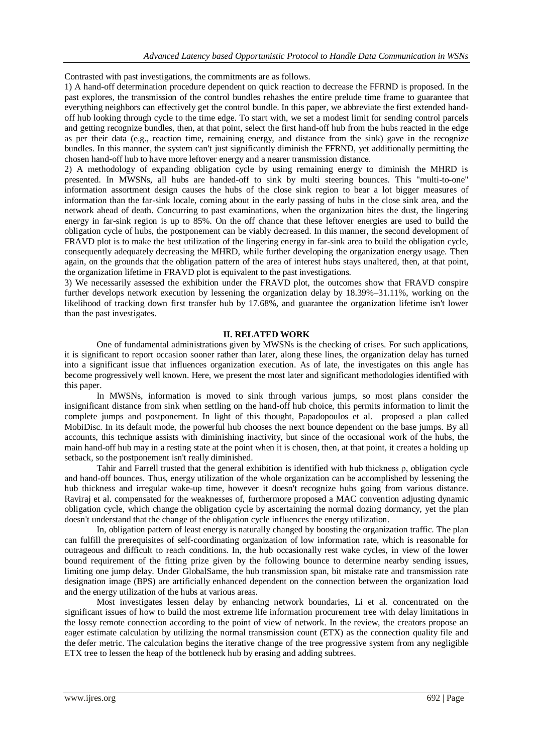Contrasted with past investigations, the commitments are as follows.

1) A hand-off determination procedure dependent on quick reaction to decrease the FFRND is proposed. In the past explores, the transmission of the control bundles rehashes the entire prelude time frame to guarantee that everything neighbors can effectively get the control bundle. In this paper, we abbreviate the first extended hand-off hub looking through cycle to the time edge. To start with, we set a modest limit for sending control parcels and getting recognize bundles, then, at that point, select the first hand-off hub from the hubs reacted in the edge as per their data (e.g., reaction time, remaining energy, and distance from the sink) gave in the recognize bundles. In this manner, the system can't just significantly diminish the FFRND, yet additionally permitting the chosen hand-off hub to have more leftover energy and a nearer transmission distance.

2) A methodology of expanding obligation cycle by using remaining energy to diminish the MHRD is presented. In MWSNs, all hubs are handed-off to sink by multi steering bounces. This "multi-to-one" information assortment design causes the hubs of the close sink region to bear a lot bigger measures of information than the far-sink locale, coming about in the early passing of hubs in the close sink area, and the network ahead of death. Concurring to past examinations, when the organization bites the dust, the lingering energy in far-sink region is up to 85%. On the off chance that these leftover energies are used to build the obligation cycle of hubs, the postponement can be viably decreased. In this manner, the second development of FRAVD plot is to make the best utilization of the lingering energy in far-sink area to build the obligation cycle, consequently adequately decreasing the MHRD, while further developing the organization energy usage. Then again, on the grounds that the obligation pattern of the area of interest hubs stays unaltered, then, at that point, the organization lifetime in FRAVD plot is equivalent to the past investigations.

3) We necessarily assessed the exhibition under the FRAVD plot, the outcomes show that FRAVD conspire further develops network execution by lessening the organization delay by 18.39%–31.11%, working on the likelihood of tracking down first transfer hub by 17.68%, and guarantee the organization lifetime isn't lower than the past investigates.

## II. RELATED WORK

One of fundamental administrations given by MWSNs is the checking of crises. For such applications, it is significant to report occasion sooner rather than later, along these lines, the organization delay has turned into a significant issue that influences organization execution. As of late, the investigates on this angle has become progressively well known. Here, we present the most later and significant methodologies identified with this paper.

In MWSNs, information is moved to sink through various jumps, so most plans consider the insignificant distance from sink when settling on the hand-off hub choice, this permits information to limit the complete jumps and postponement. In light of this thought, Papadopoulos et al. proposed a plan called MobiDisc. In its default mode, the powerful hub chooses the next bounce dependent on the base jumps. By all accounts, this technique assists with diminishing inactivity, but since of the occasional work of the hubs, the main hand-off hub may in a resting state at the point when it is chosen, then, at that point, it creates a holding up setback, so the postponement isn't really diminished.

Tahir and Farrell trusted that the general exhibition is identified with hub thickness ρ, obligation cycle and hand-off bounces. Thus, energy utilization of the whole organization can be accomplished by lessening the hub thickness and irregular wake-up time, however it doesn't recognize hubs going from various distance. Raviraj et al. compensated for the weaknesses of, furthermore proposed a MAC convention adjusting dynamic obligation cycle, which change the obligation cycle by ascertaining the normal dozing dormancy, yet the plan doesn't understand that the change of the obligation cycle influences the energy utilization.

In, obligation pattern of least energy is naturally changed by boosting the organization traffic. The plan can fulfill the prerequisites of self-coordinating organization of low information rate, which is reasonable for outrageous and difficult to reach conditions. In, the hub occasionally rest wake cycles, in view of the lower bound requirement of the fitting prize given by the following bounce to determine nearby sending issues, limiting one jump delay. Under GlobalSame, the hub transmission span, bit mistake rate and transmission rate designation image (BPS) are artificially enhanced dependent on the connection between the organization load and the energy utilization of the hubs at various areas.

Most investigates lessen delay by enhancing network boundaries, Li et al. concentrated on the significant issues of how to build the most extreme life information procurement tree with delay limitations in the lossy remote connection according to the point of view of network. In the review, the creators propose an eager estimate calculation by utilizing the normal transmission count (ETX) as the connection quality file and the defer metric. The calculation begins the iterative change of the tree progressive system from any negligible ETX tree to lessen the heap of the bottleneck hub by erasing and adding subtrees.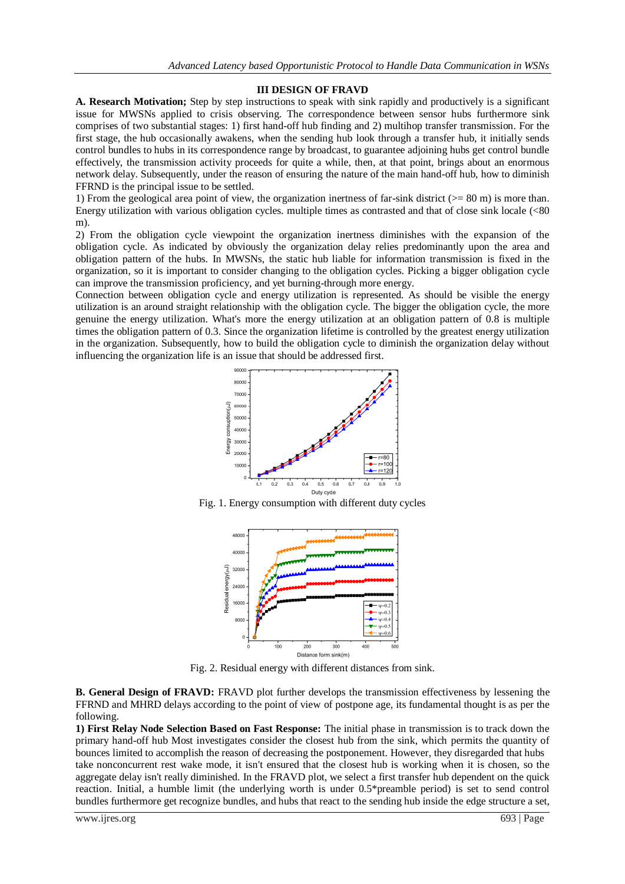## III DESIGN OF FRAVD

**A. Research Motivation;** Step by step instructions to speak with sink rapidly and productively is a significant issue for MWSNs applied to crisis observing. The correspondence between sensor hubs furthermore sink comprises of two substantial stages: 1) first hand-off hub finding and 2) multihop transfer transmission. For the first stage, the hub occasionally awakens, when the sending hub look through a transfer hub, it initially sends control bundles to hubs in its correspondence range by broadcast, to guarantee adjoining hubs get control bundle effectively, the transmission activity proceeds for quite a while, then, at that point, brings about an enormous network delay. Subsequently, under the reason of ensuring the nature of the main hand-off hub, how to diminish FFRND is the principal issue to be settled.

1) From the geological area point of view, the organization inertness of far-sink district (>= 80 m) is more than. Energy utilization with various obligation cycles. multiple times as contrasted and that of close sink locale (<80 m).

2) From the obligation cycle viewpoint the organization inertness diminishes with the expansion of the obligation cycle. As indicated by obviously the organization delay relies predominantly upon the area and obligation pattern of the hubs. In MWSNs, the static hub liable for information transmission is fixed in the organization, so it is important to consider changing to the obligation cycles. Picking a bigger obligation cycle can improve the transmission proficiency, and yet burning-through more energy.

Connection between obligation cycle and energy utilization is represented. As should be visible the energy utilization is an around straight relationship with the obligation cycle. The bigger the obligation cycle, the more genuine the energy utilization. What's more the energy utilization at an obligation pattern of 0.8 is multiple times the obligation pattern of 0.3. Since the organization lifetime is controlled by the greatest energy utilization in the organization. Subsequently, how to build the obligation cycle to diminish the organization delay without influencing the organization life is an issue that should be addressed first.

Fig. 1. Energy consumption with different duty cycles

Fig. 2. Residual energy with different distances from sink.

**B. General Design of FRAVD:** FRAVD plot further develops the transmission effectiveness by lessening the FFRND and MHRD delays according to the point of view of postpone age, its fundamental thought is as per the following.

**1) First Relay Node Selection Based on Fast Response:** The initial phase in transmission is to track down the primary hand-off hub Most investigates consider the closest hub from the sink, which permits the quantity of bounces limited to accomplish the reason of decreasing the postponement. However, they disregarded that hubs take nonconcurrent rest wake mode, it isn't ensured that the closest hub is working when it is chosen, so the aggregate delay isn't really diminished. In the FRAVD plot, we select a first transfer hub dependent on the quick reaction. Initial, a humble limit (the underlying worth is under 0.5*preamble period) is set to send control bundles furthermore get recognize bundles, and hubs that react to the sending hub inside the edge structure a set,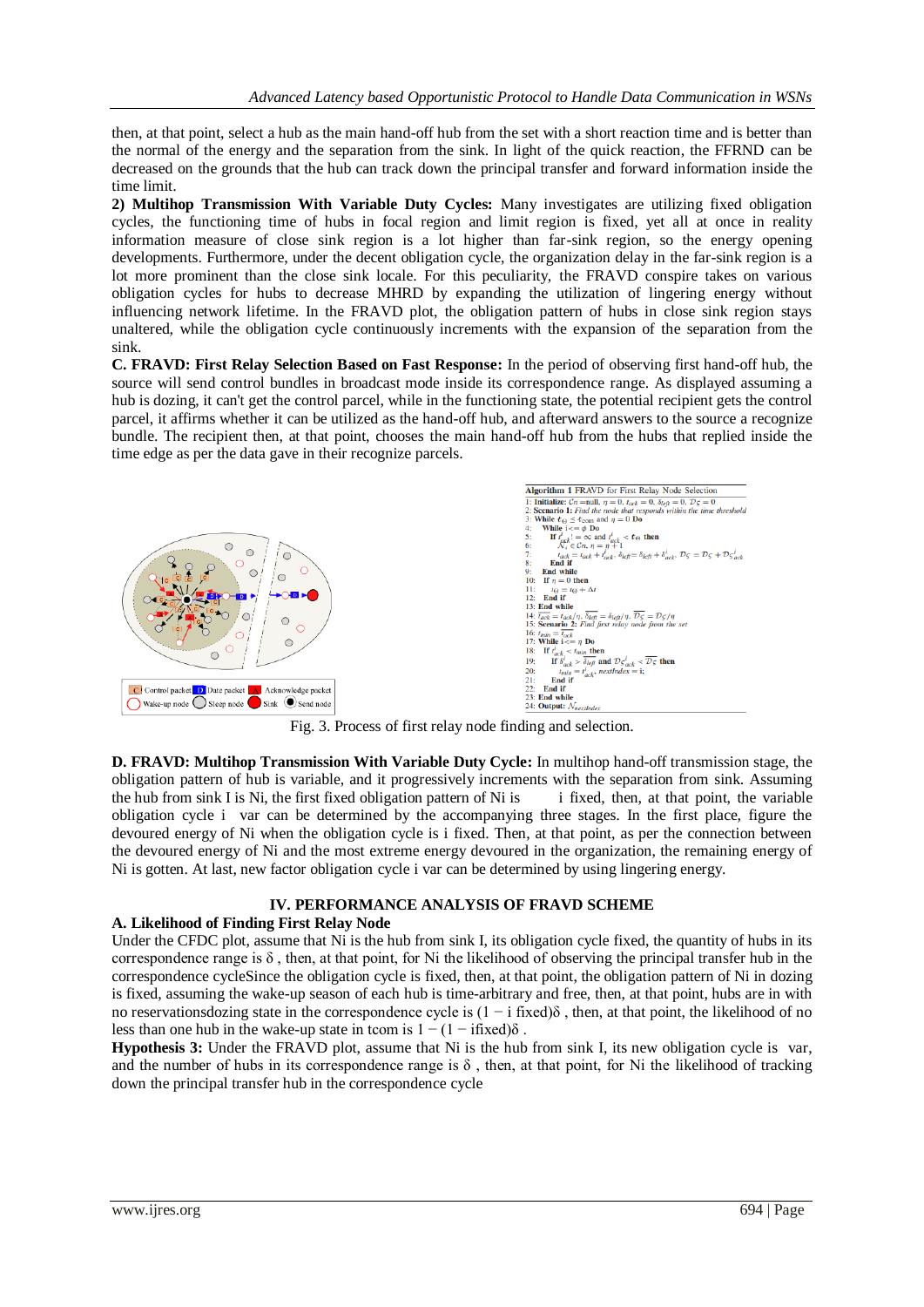then, at that point, select a hub as the main hand-off hub from the set with a short reaction time and is better than the normal of the energy and the separation from the sink. In light of the quick reaction, the FFRND can be decreased on the grounds that the hub can track down the principal transfer and forward information inside the time limit.

**2) Multihop Transmission With Variable Duty Cycles:** Many investigates are utilizing fixed obligation cycles, the functioning time of hubs in focal region and limit region is fixed, yet all at once in reality information measure of close sink region is a lot higher than far-sink region, so the energy opening developments. Furthermore, under the decent obligation cycle, the organization delay in the far-sink region is a lot more prominent than the close sink locale. For this peculiarity, the FRAVD conspire takes on various obligation cycles for hubs to decrease MHRD by expanding the utilization of lingering energy without influencing network lifetime. In the FRAVD plot, the obligation pattern of hubs in close sink region stays unaltered, while the obligation cycle continuously increments with the expansion of the separation from the sink.

**C. FRAVD: First Relay Selection Based on Fast Response:** In the period of observing first hand-off hub, the source will send control bundles in broadcast mode inside its correspondence range. As displayed assuming a hub is dozing, it can't get the control parcel, while in the functioning state, the potential recipient gets the control parcel, it affirms whether it can be utilized as the hand-off hub, and afterward answers to the source a recognize bundle. The recipient then, at that point, chooses the main hand-off hub from the hubs that replied inside the time edge as per the data gave in their recognize parcels.

Control packet | Date packet | Acknowledge packet
Wake-up node | Sleep node | Sink | Send node

**Algorithm 1** FRAVD for First Relay Node Selection

```
1: Initialize: Cn = null, η = 0, t_ack = 0, δ_left = 0, Dς = 0
2: Scenario 1: Find the node that responds within the time threshold
3: While t_Θ ≤ t_com and η = 0 Do
4:   While i <= ϕ Do
5:     If t^i_ack = ∞ and t^i_ack < t_Θ then
6:       N_i ∈ Cn, η = η + 1
7:       t_ack = t_ack + t^i_ack, δ_left = δ_left + δ^i_ack, Dς = Dς + Dς^i_ack
8:     End if
9:   End while
10:  If η = 0 then
11:    t_Θ = t_Θ + Δt
12:  End if
13: End while
14: t̄_ack = t_ack/η, δ̄_left = δ_left/η, D̄ς = Dς/η
15: Scenario 2: Find first relay node from the set
16: t_min = t̄_ack
17: While i <= η Do
18:   If t^i_ack < t_min then
19:     If δ^i_ack > δ̄_left and Dς^i_ack < D̄ς then
20:       t_min = t^i_ack, nextIndex = i;
21:     End if
22:   End if
23: End while
24: Output: N_nextIndex
```

Fig. 3. Process of first relay node finding and selection.

**D. FRAVD: Multihop Transmission With Variable Duty Cycle:** In multihop hand-off transmission stage, the obligation pattern of hub is variable, and it progressively increments with the separation from sink. Assuming the hub from sink I is Ni, the first fixed obligation pattern of Ni is i fixed, then, at that point, the variable obligation cycle i var can be determined by the accompanying three stages. In the first place, figure the devoured energy of Ni when the obligation cycle is i fixed. Then, at that point, as per the connection between the devoured energy of Ni and the most extreme energy devoured in the organization, the remaining energy of Ni is gotten. At last, new factor obligation cycle i var can be determined by using lingering energy.

## IV. PERFORMANCE ANALYSIS OF FRAVD SCHEME

### A. Likelihood of Finding First Relay Node

Under the CFDC plot, assume that Ni is the hub from sink I, its obligation cycle fixed, the quantity of hubs in its correspondence range is δ , then, at that point, for Ni the likelihood of observing the principal transfer hub in the correspondence cycleSince the obligation cycle is fixed, then, at that point, the obligation pattern of Ni in dozing is fixed, assuming the wake-up season of each hub is time-arbitrary and free, then, at that point, hubs are in with no reservationsdozing state in the correspondence cycle is (1 − i fixed)δ , then, at that point, the likelihood of no less than one hub in the wake-up state in tcom is 1 − (1 − ifixed)δ .

**Hypothesis 3:** Under the FRAVD plot, assume that Ni is the hub from sink I, its new obligation cycle is var, and the number of hubs in its correspondence range is δ , then, at that point, for Ni the likelihood of tracking down the principal transfer hub in the correspondence cycle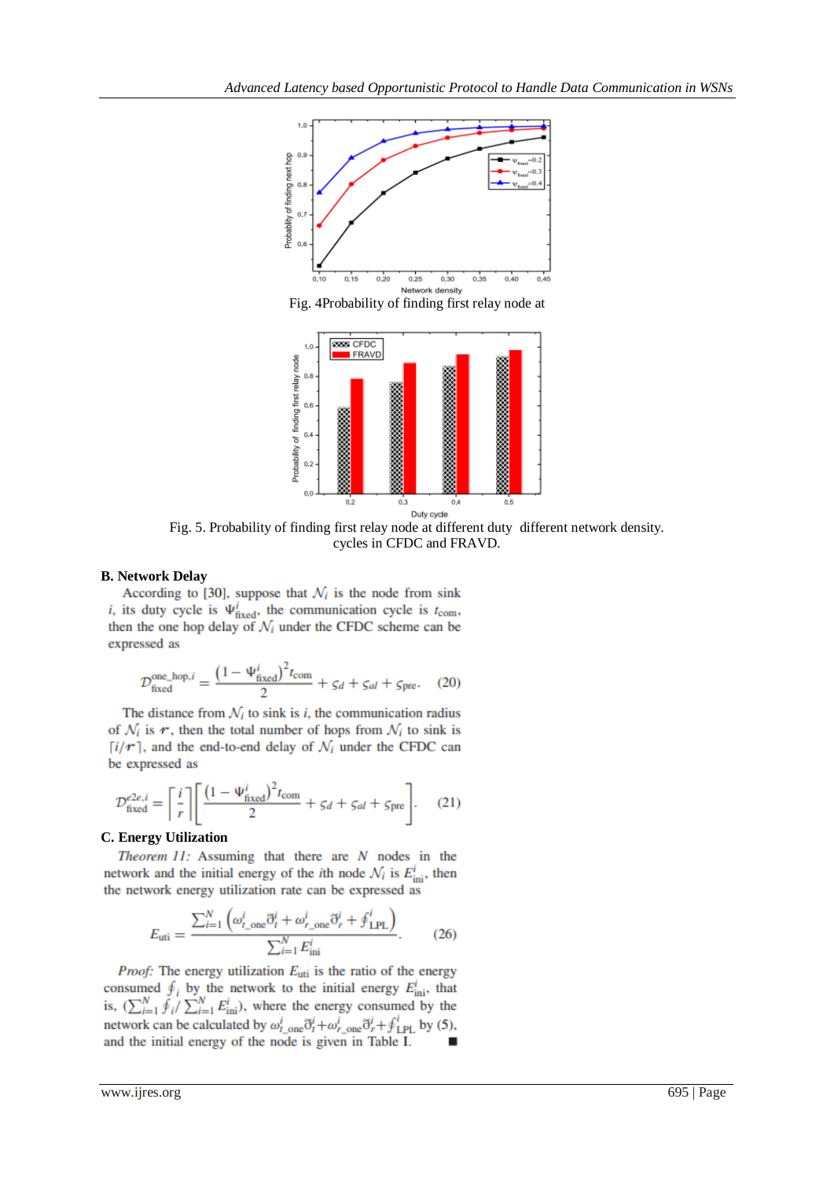Fig. 4Probability of finding first relay node at different network density.

Fig. 5. Probability of finding first relay node at different duty cycles in CFDC and FRAVD.

### B. Network Delay

According to [30], suppose that $\mathcal{N}_i$ is the node from sink $i$, its duty cycle is $\Psi^i_{\text{fixed}}$, the communication cycle is $t_{\text{com}}$, then the one hop delay of $\mathcal{N}_i$ under the CFDC scheme can be expressed as

$$\mathcal{D}^{\text{one\_hop},i}_{\text{fixed}} = \frac{\left(1 - \Psi^i_{\text{fixed}}\right)^2 t_{\text{com}}}{2} + \varsigma_d + \varsigma_{al} + \varsigma_{\text{pre}}. \quad (20)$$

The distance from $\mathcal{N}_i$ to sink is $i$, the communication radius of $\mathcal{N}_i$ is $r$, then the total number of hops from $\mathcal{N}_i$ to sink is $\lceil i/r \rceil$, and the end-to-end delay of $\mathcal{N}_i$ under the CFDC can be expressed as

$$\mathcal{D}^{e2e,i}_{\text{fixed}} = \left\lceil \frac{i}{r} \right\rceil \left[ \frac{\left(1 - \Psi^i_{\text{fixed}}\right)^2 t_{\text{com}}}{2} + \varsigma_d + \varsigma_{al} + \varsigma_{\text{pre}} \right]. \quad (21)$$

### C. Energy Utilization

*Theorem 11:* Assuming that there are $N$ nodes in the network and the initial energy of the $i$th node $\mathcal{N}_i$ is $E^i_{\text{ini}}$, then the network energy utilization rate can be expressed as

$$E_{\text{uti}} = \frac{\sum_{i=1}^{N} \left( \omega^i_{t\_\text{one}} \eth^i_t + \omega^i_{r\_\text{one}} \eth^i_r + \oint^i_{\text{LPL}} \right)}{\sum_{i=1}^{N} E^i_{\text{ini}}}. \quad (26)$$

*Proof:* The energy utilization $E_{\text{uti}}$ is the ratio of the energy consumed $\oint_i$ by the network to the initial energy $E^i_{\text{ini}}$, that is, $(\sum_{i=1}^{N} \oint_i / \sum_{i=1}^{N} E^i_{\text{ini}})$, where the energy consumed by the network can be calculated by $\omega^i_{t\_\text{one}} \eth^i_t + \omega^i_{r\_\text{one}} \eth^i_r + \oint^i_{\text{LPL}}$ by (5), and the initial energy of the node is given in Table I. ■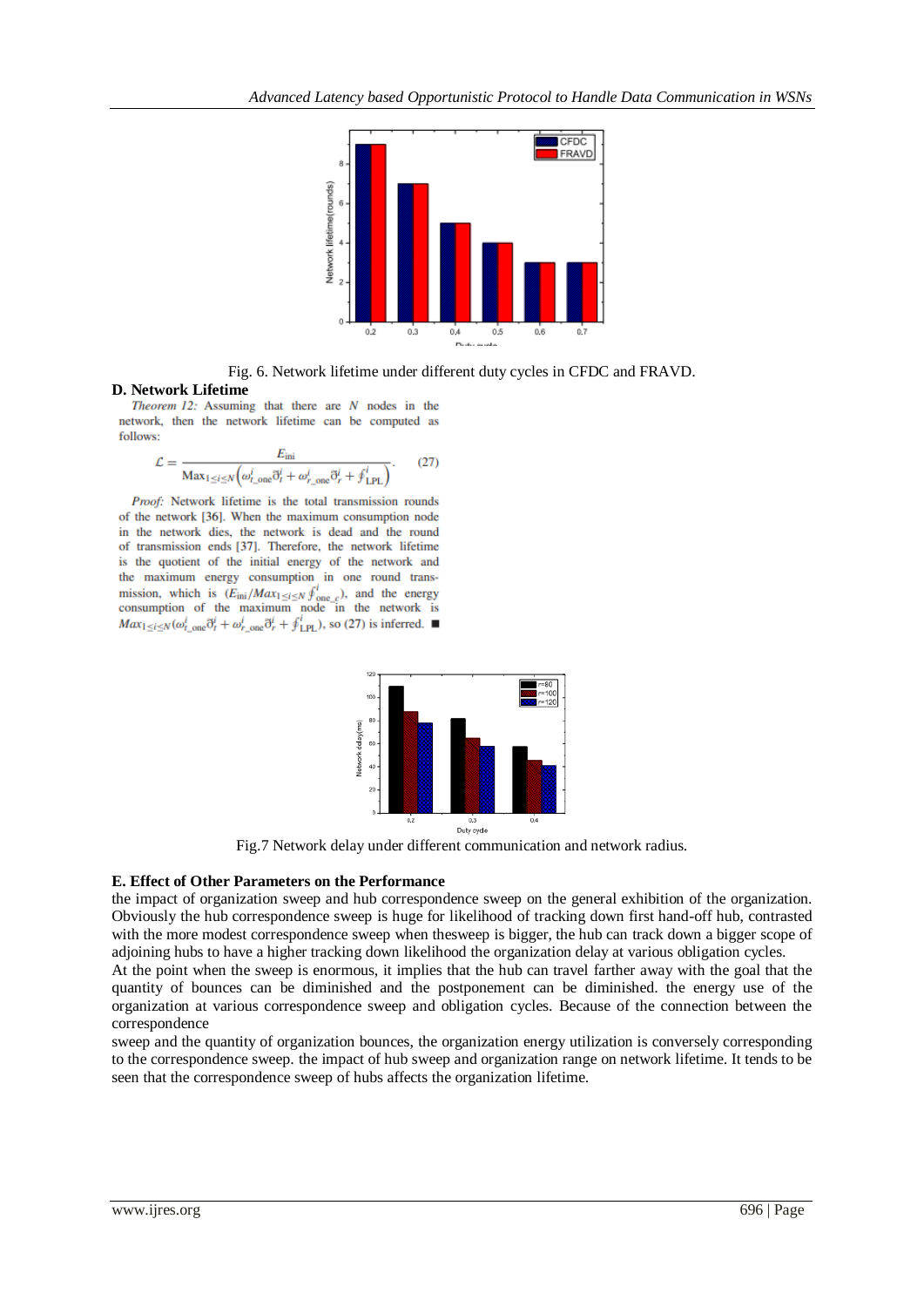Fig. 6. Network lifetime under different duty cycles in CFDC and FRAVD.

**D. Network Lifetime**

*Theorem 12:* Assuming that there are $N$ nodes in the network, then the network lifetime can be computed as follows:

$$\mathcal{L} = \frac{E_{\text{ini}}}{\text{Max}_{1\leq i\leq N}\left(\omega^i_{t\_\text{one}}\eth^i_t + \omega^i_{r\_\text{one}}\eth^i_r + \oint^i_{\text{LPL}}\right)}. \quad (27)$$

*Proof:* Network lifetime is the total transmission rounds of the network [36]. When the maximum consumption node in the network dies, the network is dead and the round of transmission ends [37]. Therefore, the network lifetime is the quotient of the initial energy of the network and the maximum energy consumption in one round transmission, which is $(E_{\text{ini}}/Max_{1\leq i\leq N}\oint^i_{\text{one\_c}})$, and the energy consumption of the maximum node in the network is $Max_{1\leq i\leq N}(\omega^i_{t\_\text{one}}\eth^i_t + \omega^i_{r\_\text{one}}\eth^i_r + \oint^i_{\text{LPL}})$, so (27) is inferred. ■

Fig.7 Network delay under different communication and network radius.

**E. Effect of Other Parameters on the Performance**

the impact of organization sweep and hub correspondence sweep on the general exhibition of the organization. Obviously the hub correspondence sweep is huge for likelihood of tracking down first hand-off hub, contrasted with the more modest correspondence sweep when thesweep is bigger, the hub can track down a bigger scope of adjoining hubs to have a higher tracking down likelihood the organization delay at various obligation cycles.

At the point when the sweep is enormous, it implies that the hub can travel farther away with the goal that the quantity of bounces can be diminished and the postponement can be diminished. the energy use of the organization at various correspondence sweep and obligation cycles. Because of the connection between the correspondence

sweep and the quantity of organization bounces, the organization energy utilization is conversely corresponding to the correspondence sweep. the impact of hub sweep and organization range on network lifetime. It tends to be seen that the correspondence sweep of hubs affects the organization lifetime.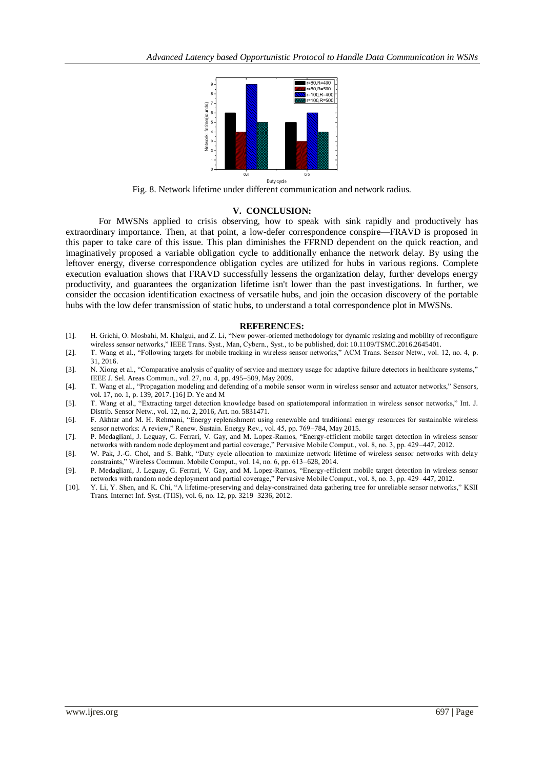r=80,R=400
r=80,R=500
r=100,R=400
r=100,R=500

Network lifetime(rounds)

0 1 2 3 4 5 6 7 8 9

0.4 0.5

Duty cycle

Fig. 8. Network lifetime under different communication and network radius.

## V. CONCLUSION:

For MWSNs applied to crisis observing, how to speak with sink rapidly and productively has extraordinary importance. Then, at that point, a low-defer correspondence conspire—FRAVD is proposed in this paper to take care of this issue. This plan diminishes the FFRND dependent on the quick reaction, and imaginatively proposed a variable obligation cycle to additionally enhance the network delay. By using the leftover energy, diverse correspondence obligation cycles are utilized for hubs in various regions. Complete execution evaluation shows that FRAVD successfully lessens the organization delay, further develops energy productivity, and guarantees the organization lifetime isn't lower than the past investigations. In further, we consider the occasion identification exactness of versatile hubs, and join the occasion discovery of the portable hubs with the low defer transmission of static hubs, to understand a total correspondence plot in MWSNs.

## REFERENCES:

[1]. H. Grichi, O. Mosbahi, M. Khalgui, and Z. Li, "New power-oriented methodology for dynamic resizing and mobility of reconfigure wireless sensor networks," IEEE Trans. Syst., Man, Cybern., Syst., to be published, doi: 10.1109/TSMC.2016.2645401.

[2]. T. Wang et al., "Following targets for mobile tracking in wireless sensor networks," ACM Trans. Sensor Netw., vol. 12, no. 4, p. 31, 2016.

[3]. N. Xiong et al., "Comparative analysis of quality of service and memory usage for adaptive failure detectors in healthcare systems," IEEE J. Sel. Areas Commun., vol. 27, no. 4, pp. 495–509, May 2009.

[4]. T. Wang et al., "Propagation modeling and defending of a mobile sensor worm in wireless sensor and actuator networks," Sensors, vol. 17, no. 1, p. 139, 2017. [16] D. Ye and M

[5]. T. Wang et al., "Extracting target detection knowledge based on spatiotemporal information in wireless sensor networks," Int. J. Distrib. Sensor Netw., vol. 12, no. 2, 2016, Art. no. 5831471.

[6]. F. Akhtar and M. H. Rehmani, "Energy replenishment using renewable and traditional energy resources for sustainable wireless sensor networks: A review," Renew. Sustain. Energy Rev., vol. 45, pp. 769–784, May 2015.

[7]. P. Medagliani, J. Leguay, G. Ferrari, V. Gay, and M. Lopez-Ramos, "Energy-efficient mobile target detection in wireless sensor networks with random node deployment and partial coverage," Pervasive Mobile Comput., vol. 8, no. 3, pp. 429–447, 2012.

[8]. W. Pak, J.-G. Choi, and S. Bahk, "Duty cycle allocation to maximize network lifetime of wireless sensor networks with delay constraints," Wireless Commun. Mobile Comput., vol. 14, no. 6, pp. 613–628, 2014.

[9]. P. Medagliani, J. Leguay, G. Ferrari, V. Gay, and M. Lopez-Ramos, "Energy-efficient mobile target detection in wireless sensor networks with random node deployment and partial coverage," Pervasive Mobile Comput., vol. 8, no. 3, pp. 429–447, 2012.

[10]. Y. Li, Y. Shen, and K. Chi, "A lifetime-preserving and delay-constrained data gathering tree for unreliable sensor networks," KSII Trans. Internet Inf. Syst. (TIIS), vol. 6, no. 12, pp. 3219–3236, 2012.